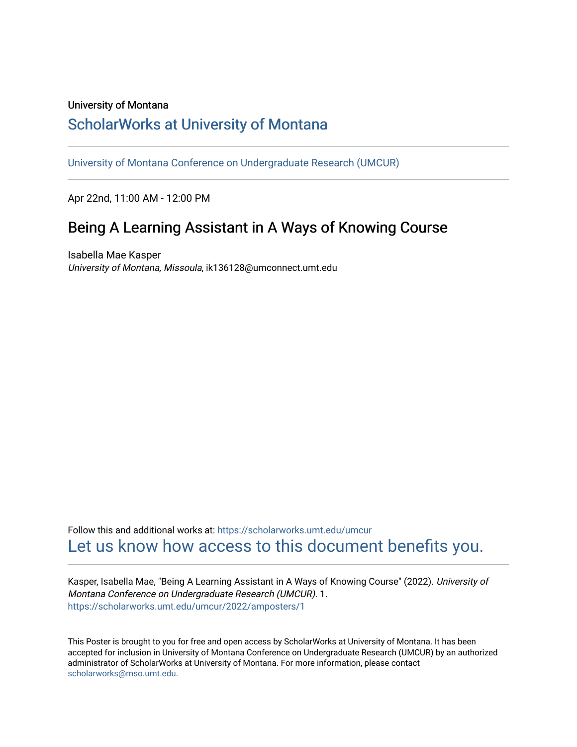University of Montana

# ScholarWorks at University of Montana

University of Montana Conference on Undergraduate Research (UMCUR)

---

Apr 22nd, 11:00 AM - 12:00 PM

## Being A Learning Assistant in A Ways of Knowing Course

Isabella Mae Kasper

*University of Montana, Missoula*, ik136128@umconnect.umt.edu

Follow this and additional works at: https://scholarworks.umt.edu/umcur

Let us know how access to this document benefits you.

---

Kasper, Isabella Mae, "Being A Learning Assistant in A Ways of Knowing Course" (2022). *University of Montana Conference on Undergraduate Research (UMCUR)*. 1.
https://scholarworks.umt.edu/umcur/2022/amposters/1

This Poster is brought to you for free and open access by ScholarWorks at University of Montana. It has been accepted for inclusion in University of Montana Conference on Undergraduate Research (UMCUR) by an authorized administrator of ScholarWorks at University of Montana. For more information, please contact scholarworks@mso.umt.edu.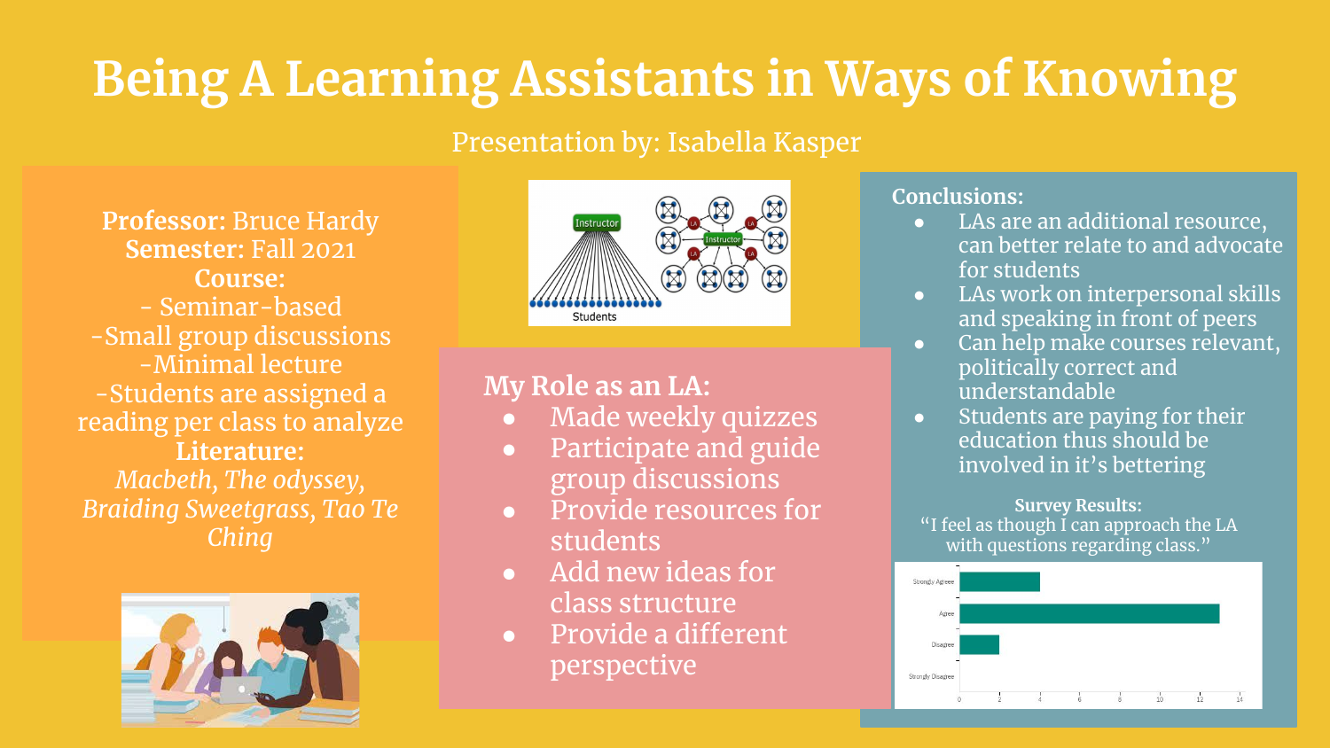# Being A Learning Assistants in Ways of Knowing

Presentation by: Isabella Kasper

**Professor:** Bruce Hardy
**Semester:** Fall 2021
**Course:**
- Seminar-based
-Small group discussions
-Minimal lecture
-Students are assigned a reading per class to analyze

**Literature:**
*Macbeth, The odyssey, Braiding Sweetgrass, Tao Te Ching*

Instructor
Students
Instructor
LA

## My Role as an LA:

- Made weekly quizzes
- Participate and guide group discussions
- Provide resources for students
- Add new ideas for class structure
- Provide a different perspective

## Conclusions:

- LAs are an additional resource, can better relate to and advocate for students
- LAs work on interpersonal skills and speaking in front of peers
- Can help make courses relevant, politically correct and understandable
- Students are paying for their education thus should be involved in it's bettering

**Survey Results:**
"I feel as though I can approach the LA with questions regarding class."

Strongly Agree
Agree
Disagree
Strongly Disagree
0 2 4 6 8 10 12 14